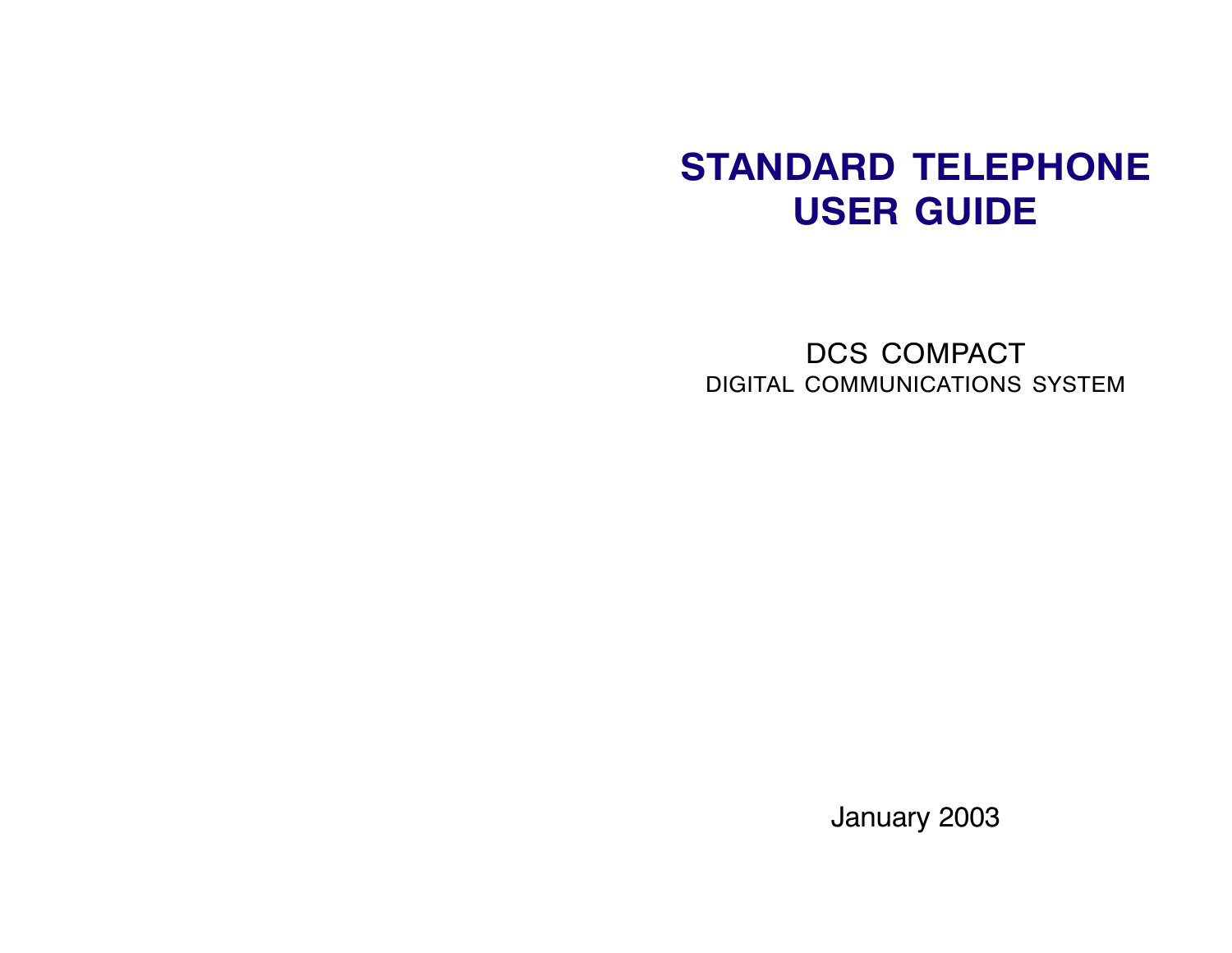# STANDARD TELEPHONE USER GUIDE

DCS COMPACT

DIGITAL COMMUNICATIONS SYSTEM

January 2003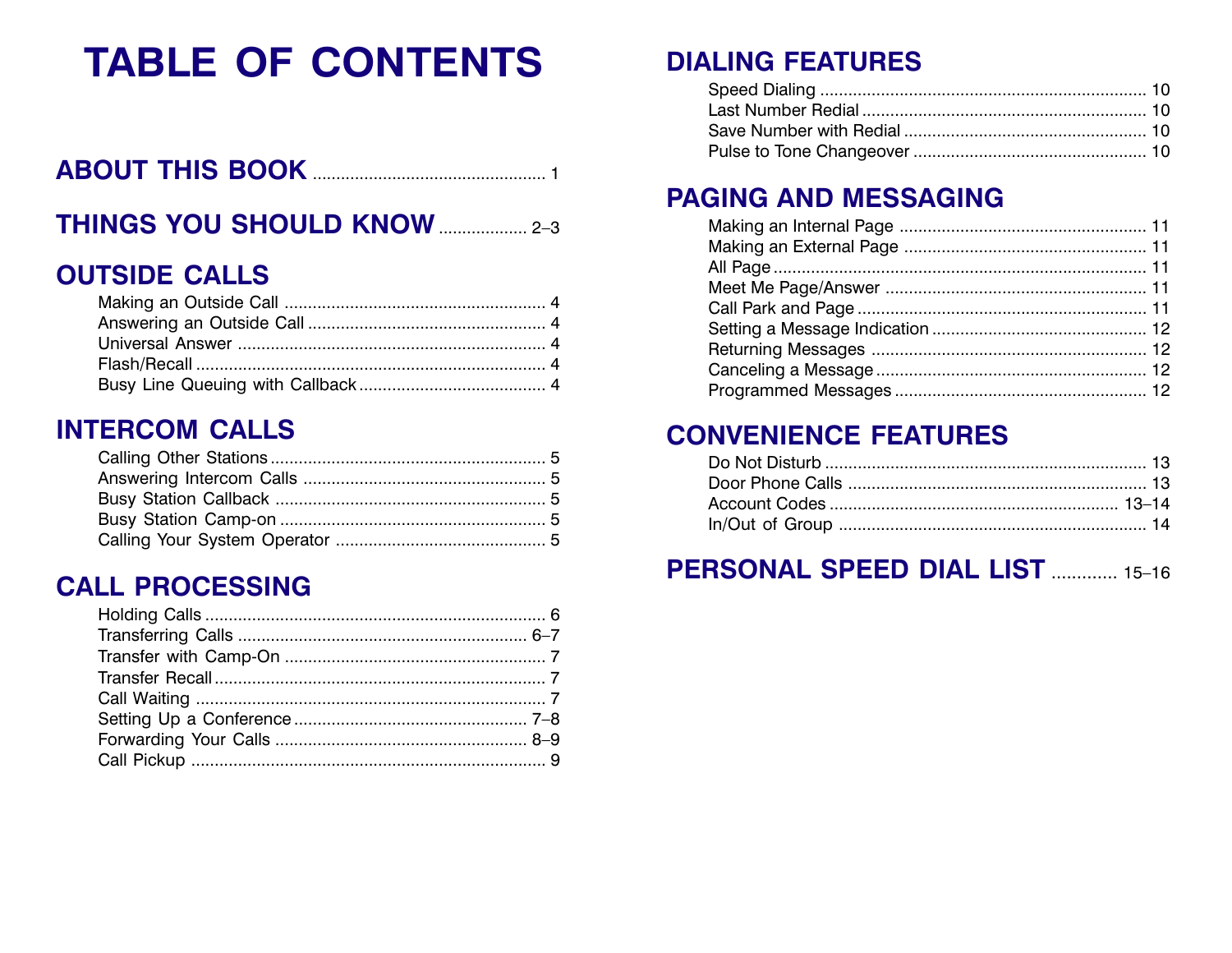# TABLE OF CONTENTS

## ABOUT THIS BOOK ........ 1

## THINGS YOU SHOULD KNOW ........ 2–3

## OUTSIDE CALLS

- Making an Outside Call ........ 4
- Answering an Outside Call ........ 4
- Universal Answer ........ 4
- Flash/Recall ........ 4
- Busy Line Queuing with Callback ........ 4

## INTERCOM CALLS

- Calling Other Stations ........ 5
- Answering Intercom Calls ........ 5
- Busy Station Callback ........ 5
- Busy Station Camp-on ........ 5
- Calling Your System Operator ........ 5

## CALL PROCESSING

- Holding Calls ........ 6
- Transferring Calls ........ 6–7
- Transfer with Camp-On ........ 7
- Transfer Recall ........ 7
- Call Waiting ........ 7
- Setting Up a Conference ........ 7–8
- Forwarding Your Calls ........ 8–9
- Call Pickup ........ 9

## DIALING FEATURES

- Speed Dialing ........ 10
- Last Number Redial ........ 10
- Save Number with Redial ........ 10
- Pulse to Tone Changeover ........ 10

## PAGING AND MESSAGING

- Making an Internal Page ........ 11
- Making an External Page ........ 11
- All Page ........ 11
- Meet Me Page/Answer ........ 11
- Call Park and Page ........ 11
- Setting a Message Indication ........ 12
- Returning Messages ........ 12
- Canceling a Message ........ 12
- Programmed Messages ........ 12

## CONVENIENCE FEATURES

- Do Not Disturb ........ 13
- Door Phone Calls ........ 13
- Account Codes ........ 13–14
- In/Out of Group ........ 14

## PERSONAL SPEED DIAL LIST ........ 15–16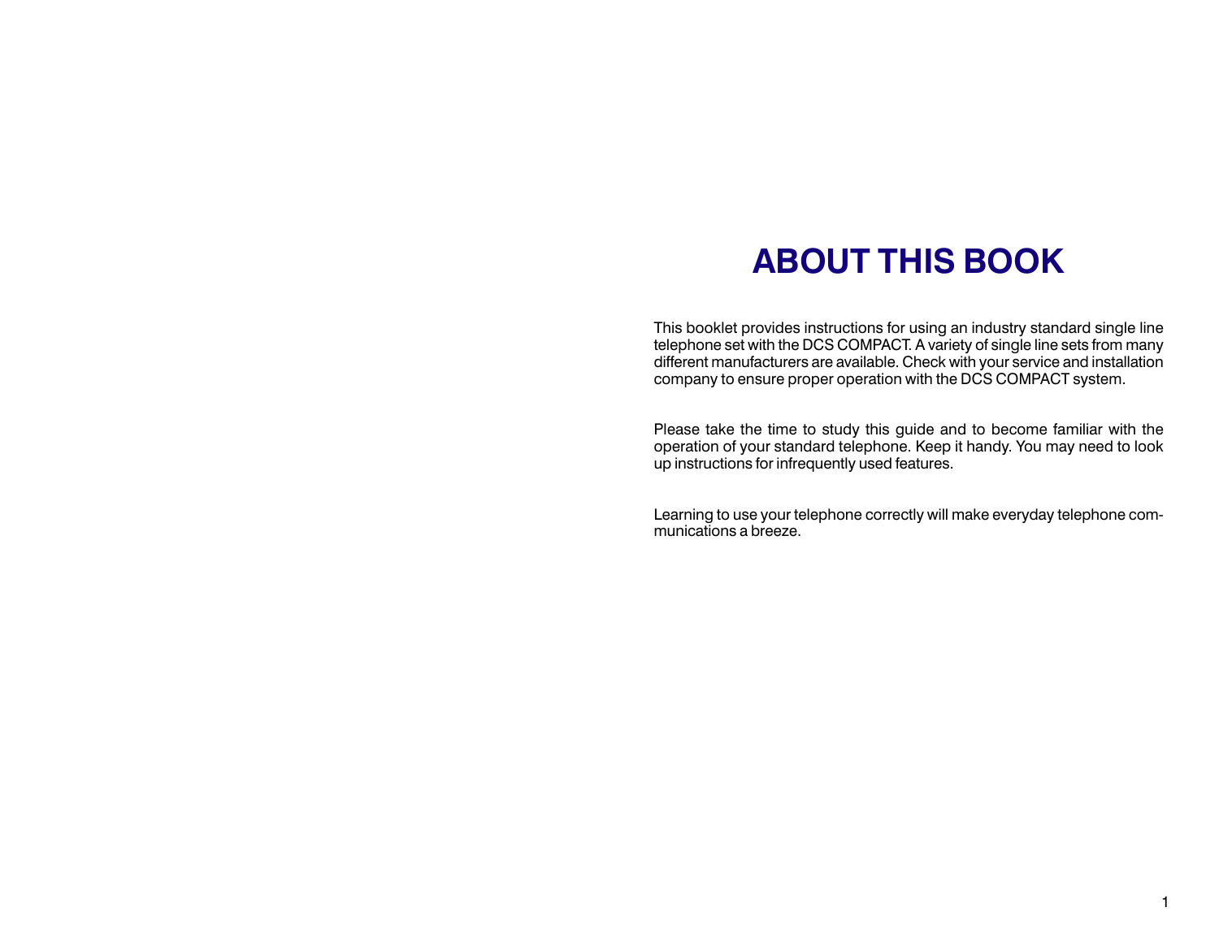# ABOUT THIS BOOK

This booklet provides instructions for using an industry standard single line telephone set with the DCS COMPACT. A variety of single line sets from many different manufacturers are available. Check with your service and installation company to ensure proper operation with the DCS COMPACT system.

Please take the time to study this guide and to become familiar with the operation of your standard telephone. Keep it handy. You may need to look up instructions for infrequently used features.

Learning to use your telephone correctly will make everyday telephone communications a breeze.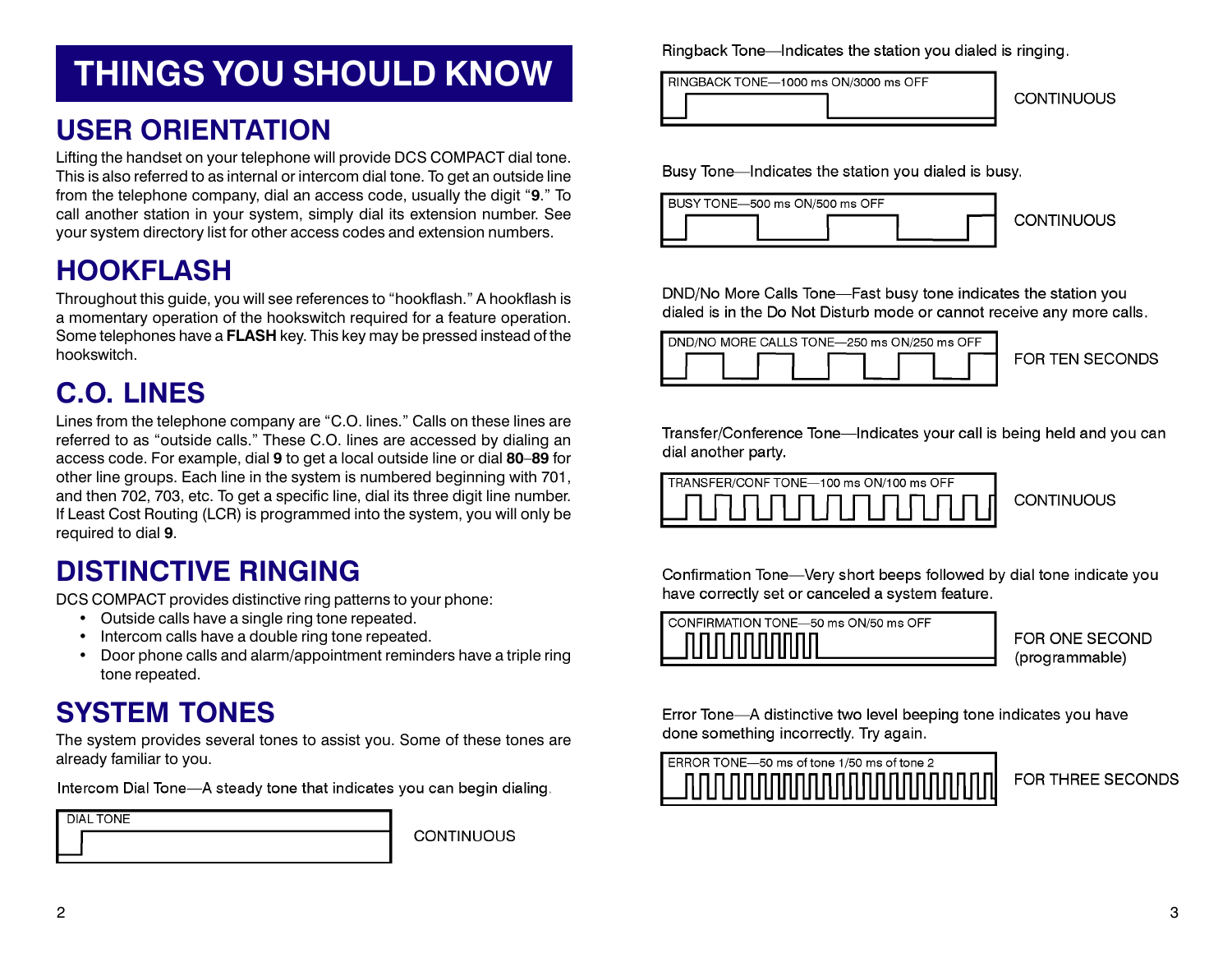# THINGS YOU SHOULD KNOW

## USER ORIENTATION

Lifting the handset on your telephone will provide DCS COMPACT dial tone. This is also referred to as internal or intercom dial tone. To get an outside line from the telephone company, dial an access code, usually the digit "**9**." To call another station in your system, simply dial its extension number. See your system directory list for other access codes and extension numbers.

## HOOKFLASH

Throughout this guide, you will see references to "hookflash." A hookflash is a momentary operation of the hookswitch required for a feature operation. Some telephones have a **FLASH** key. This key may be pressed instead of the hookswitch.

## C.O. LINES

Lines from the telephone company are "C.O. lines." Calls on these lines are referred to as "outside calls." These C.O. lines are accessed by dialing an access code. For example, dial **9** to get a local outside line or dial **80**–**89** for other line groups. Each line in the system is numbered beginning with 701, and then 702, 703, etc. To get a specific line, dial its three digit line number. If Least Cost Routing (LCR) is programmed into the system, you will only be required to dial **9**.

## DISTINCTIVE RINGING

DCS COMPACT provides distinctive ring patterns to your phone:

- Outside calls have a single ring tone repeated.
- Intercom calls have a double ring tone repeated.
- Door phone calls and alarm/appointment reminders have a triple ring tone repeated.

## SYSTEM TONES

The system provides several tones to assist you. Some of these tones are already familiar to you.

Intercom Dial Tone—A steady tone that indicates you can begin dialing.

DIAL TONE — CONTINUOUS

Ringback Tone—Indicates the station you dialed is ringing.

RINGBACK TONE—1000 ms ON/3000 ms OFF — CONTINUOUS

Busy Tone—Indicates the station you dialed is busy.

BUSY TONE—500 ms ON/500 ms OFF — CONTINUOUS

DND/No More Calls Tone—Fast busy tone indicates the station you dialed is in the Do Not Disturb mode or cannot receive any more calls.

DND/NO MORE CALLS TONE—250 ms ON/250 ms OFF — FOR TEN SECONDS

Transfer/Conference Tone—Indicates your call is being held and you can dial another party.

TRANSFER/CONF TONE—100 ms ON/100 ms OFF — CONTINUOUS

Confirmation Tone—Very short beeps followed by dial tone indicate you have correctly set or canceled a system feature.

CONFIRMATION TONE—50 ms ON/50 ms OFF — FOR ONE SECOND (programmable)

Error Tone—A distinctive two level beeping tone indicates you have done something incorrectly. Try again.

ERROR TONE—50 ms of tone 1/50 ms of tone 2 — FOR THREE SECONDS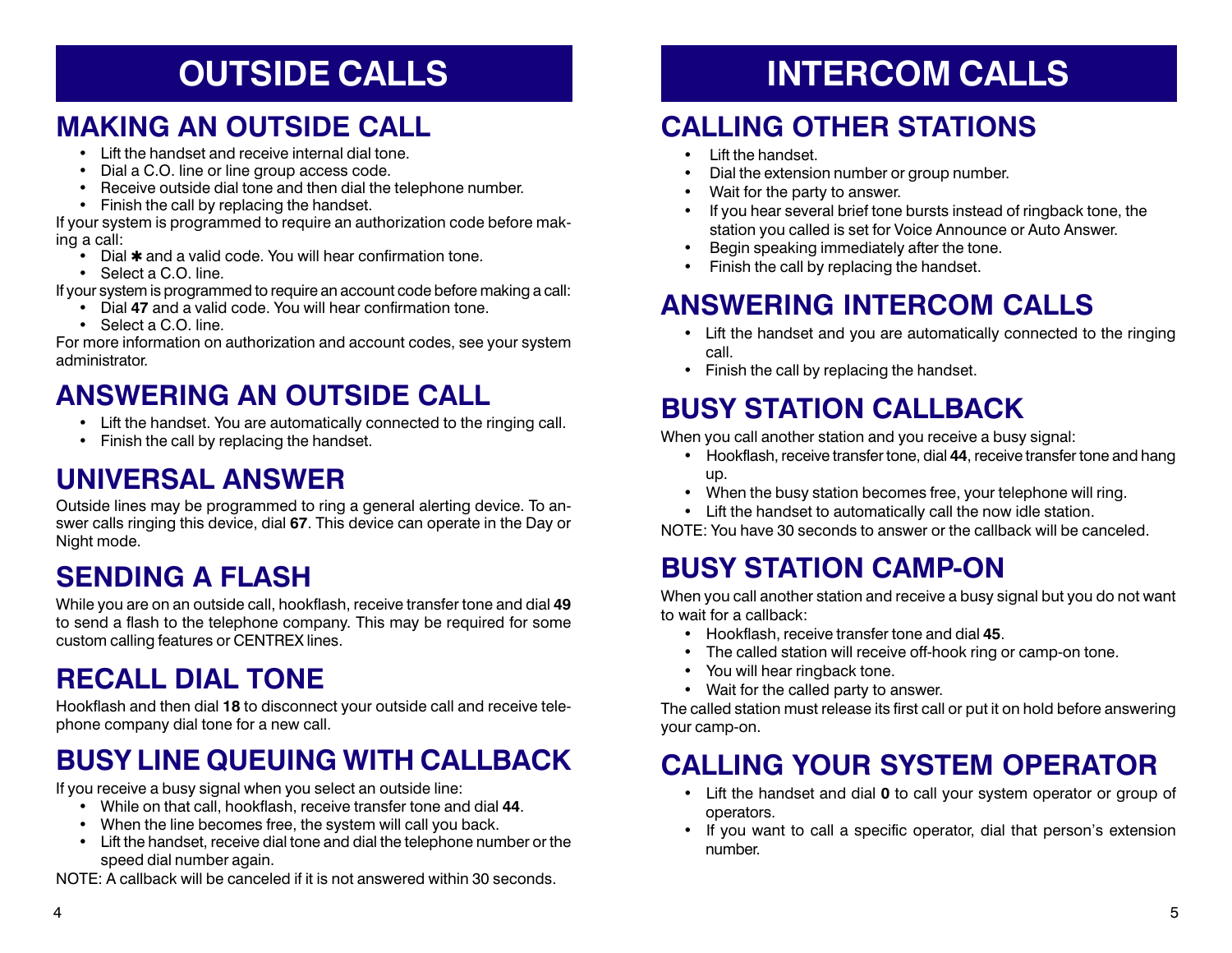# OUTSIDE CALLS

## MAKING AN OUTSIDE CALL

- Lift the handset and receive internal dial tone.
- Dial a C.O. line or line group access code.
- Receive outside dial tone and then dial the telephone number.
- Finish the call by replacing the handset.

If your system is programmed to require an authorization code before making a call:

- Dial ✱ and a valid code. You will hear confirmation tone.
- Select a C.O. line.

If your system is programmed to require an account code before making a call:

- Dial **47** and a valid code. You will hear confirmation tone.
- Select a C.O. line.

For more information on authorization and account codes, see your system administrator.

## ANSWERING AN OUTSIDE CALL

- Lift the handset. You are automatically connected to the ringing call.
- Finish the call by replacing the handset.

## UNIVERSAL ANSWER

Outside lines may be programmed to ring a general alerting device. To answer calls ringing this device, dial **67**. This device can operate in the Day or Night mode.

## SENDING A FLASH

While you are on an outside call, hookflash, receive transfer tone and dial **49** to send a flash to the telephone company. This may be required for some custom calling features or CENTREX lines.

## RECALL DIAL TONE

Hookflash and then dial **18** to disconnect your outside call and receive telephone company dial tone for a new call.

## BUSY LINE QUEUING WITH CALLBACK

If you receive a busy signal when you select an outside line:

- While on that call, hookflash, receive transfer tone and dial **44**.
- When the line becomes free, the system will call you back.
- Lift the handset, receive dial tone and dial the telephone number or the speed dial number again.

NOTE: A callback will be canceled if it is not answered within 30 seconds.

# INTERCOM CALLS

## CALLING OTHER STATIONS

- Lift the handset.
- Dial the extension number or group number.
- Wait for the party to answer.
- If you hear several brief tone bursts instead of ringback tone, the station you called is set for Voice Announce or Auto Answer.
- Begin speaking immediately after the tone.
- Finish the call by replacing the handset.

## ANSWERING INTERCOM CALLS

- Lift the handset and you are automatically connected to the ringing call.
- Finish the call by replacing the handset.

## BUSY STATION CALLBACK

When you call another station and you receive a busy signal:

- Hookflash, receive transfer tone, dial **44**, receive transfer tone and hang up.
- When the busy station becomes free, your telephone will ring.
- Lift the handset to automatically call the now idle station.

NOTE: You have 30 seconds to answer or the callback will be canceled.

## BUSY STATION CAMP-ON

When you call another station and receive a busy signal but you do not want to wait for a callback:

- Hookflash, receive transfer tone and dial **45**.
- The called station will receive off-hook ring or camp-on tone.
- You will hear ringback tone.
- Wait for the called party to answer.

The called station must release its first call or put it on hold before answering your camp-on.

## CALLING YOUR SYSTEM OPERATOR

- Lift the handset and dial **0** to call your system operator or group of operators.
- If you want to call a specific operator, dial that person's extension number.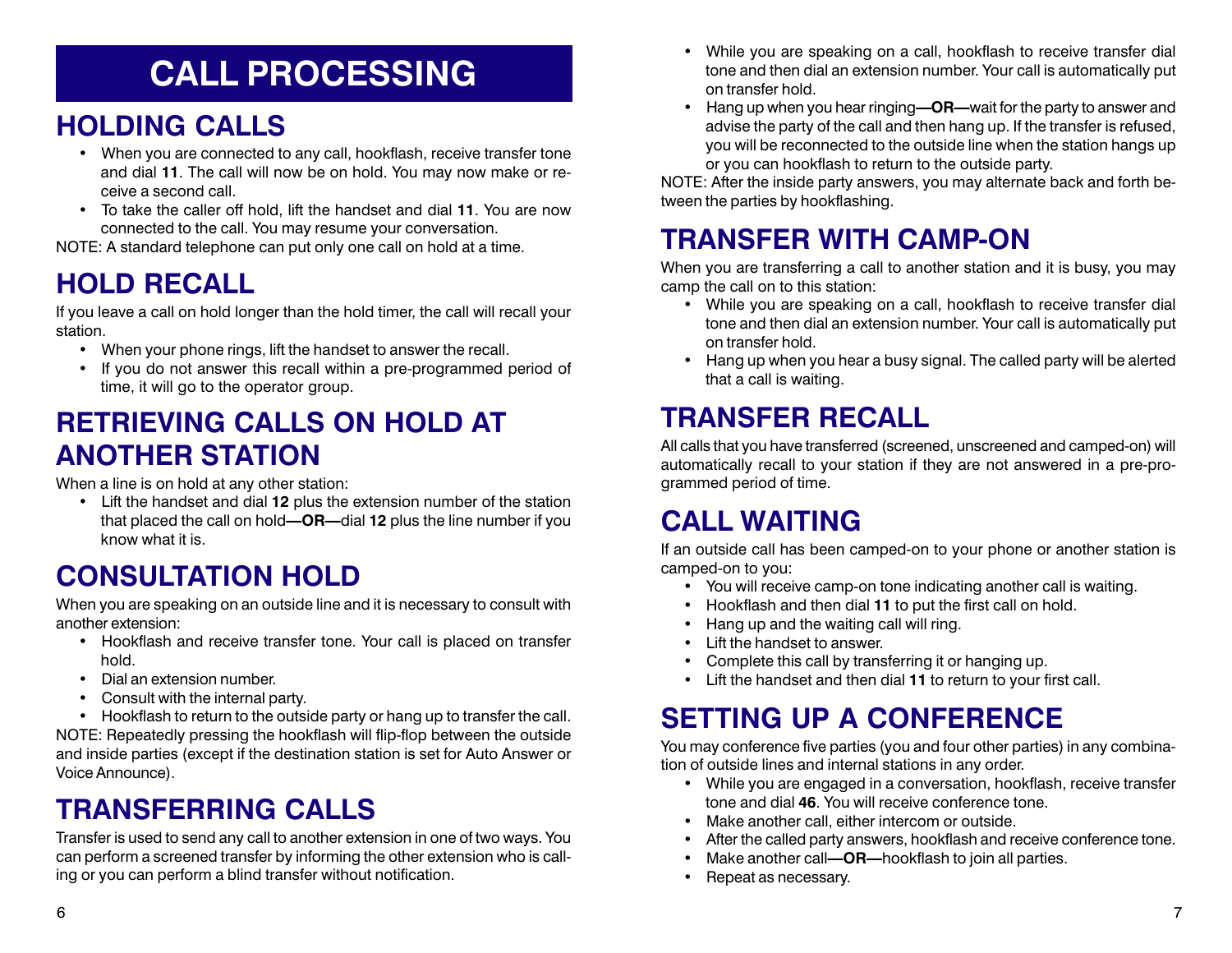# CALL PROCESSING

## HOLDING CALLS

- When you are connected to any call, hookflash, receive transfer tone and dial **11**. The call will now be on hold. You may now make or receive a second call.
- To take the caller off hold, lift the handset and dial **11**. You are now connected to the call. You may resume your conversation.

NOTE: A standard telephone can put only one call on hold at a time.

## HOLD RECALL

If you leave a call on hold longer than the hold timer, the call will recall your station.

- When your phone rings, lift the handset to answer the recall.
- If you do not answer this recall within a pre-programmed period of time, it will go to the operator group.

## RETRIEVING CALLS ON HOLD AT ANOTHER STATION

When a line is on hold at any other station:

- Lift the handset and dial **12** plus the extension number of the station that placed the call on hold**—OR—**dial **12** plus the line number if you know what it is.

## CONSULTATION HOLD

When you are speaking on an outside line and it is necessary to consult with another extension:

- Hookflash and receive transfer tone. Your call is placed on transfer hold.
- Dial an extension number.
- Consult with the internal party.
- Hookflash to return to the outside party or hang up to transfer the call.

NOTE: Repeatedly pressing the hookflash will flip-flop between the outside and inside parties (except if the destination station is set for Auto Answer or Voice Announce).

## TRANSFERRING CALLS

Transfer is used to send any call to another extension in one of two ways. You can perform a screened transfer by informing the other extension who is calling or you can perform a blind transfer without notification.

- While you are speaking on a call, hookflash to receive transfer dial tone and then dial an extension number. Your call is automatically put on transfer hold.
- Hang up when you hear ringing**—OR—**wait for the party to answer and advise the party of the call and then hang up. If the transfer is refused, you will be reconnected to the outside line when the station hangs up or you can hookflash to return to the outside party.

NOTE: After the inside party answers, you may alternate back and forth between the parties by hookflashing.

## TRANSFER WITH CAMP-ON

When you are transferring a call to another station and it is busy, you may camp the call on to this station:

- While you are speaking on a call, hookflash to receive transfer dial tone and then dial an extension number. Your call is automatically put on transfer hold.
- Hang up when you hear a busy signal. The called party will be alerted that a call is waiting.

## TRANSFER RECALL

All calls that you have transferred (screened, unscreened and camped-on) will automatically recall to your station if they are not answered in a pre-programmed period of time.

## CALL WAITING

If an outside call has been camped-on to your phone or another station is camped-on to you:

- You will receive camp-on tone indicating another call is waiting.
- Hookflash and then dial **11** to put the first call on hold.
- Hang up and the waiting call will ring.
- Lift the handset to answer.
- Complete this call by transferring it or hanging up.
- Lift the handset and then dial **11** to return to your first call.

## SETTING UP A CONFERENCE

You may conference five parties (you and four other parties) in any combination of outside lines and internal stations in any order.

- While you are engaged in a conversation, hookflash, receive transfer tone and dial **46**. You will receive conference tone.
- Make another call, either intercom or outside.
- After the called party answers, hookflash and receive conference tone.
- Make another call**—OR—**hookflash to join all parties.
- Repeat as necessary.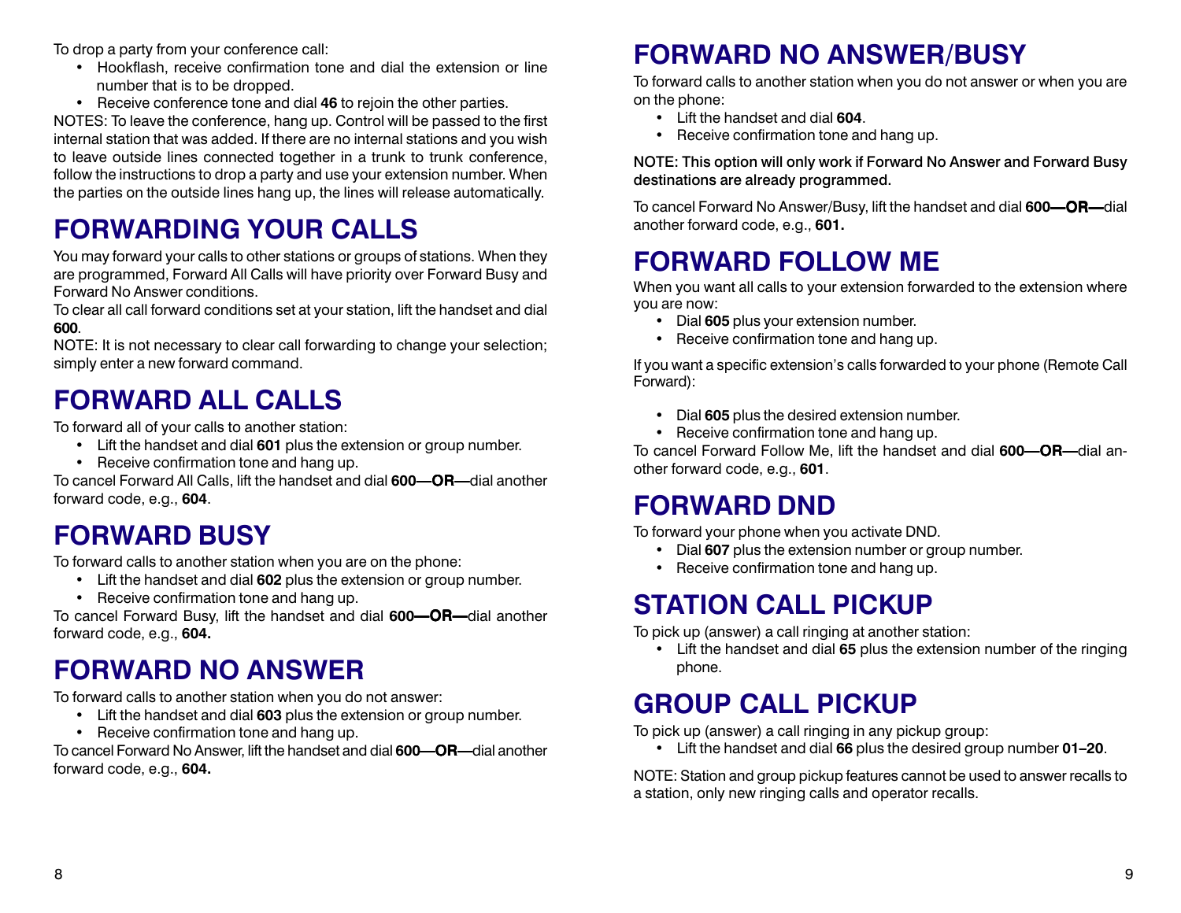To drop a party from your conference call:

- Hookflash, receive confirmation tone and dial the extension or line number that is to be dropped.
- Receive conference tone and dial **46** to rejoin the other parties.

NOTES: To leave the conference, hang up. Control will be passed to the first internal station that was added. If there are no internal stations and you wish to leave outside lines connected together in a trunk to trunk conference, follow the instructions to drop a party and use your extension number. When the parties on the outside lines hang up, the lines will release automatically.

# FORWARDING YOUR CALLS

You may forward your calls to other stations or groups of stations. When they are programmed, Forward All Calls will have priority over Forward Busy and Forward No Answer conditions.

To clear all call forward conditions set at your station, lift the handset and dial **600**.

NOTE: It is not necessary to clear call forwarding to change your selection; simply enter a new forward command.

# FORWARD ALL CALLS

To forward all of your calls to another station:

- Lift the handset and dial **601** plus the extension or group number.
- Receive confirmation tone and hang up.

To cancel Forward All Calls, lift the handset and dial **600—OR—**dial another forward code, e.g., **604**.

# FORWARD BUSY

To forward calls to another station when you are on the phone:

- Lift the handset and dial **602** plus the extension or group number.
- Receive confirmation tone and hang up.

To cancel Forward Busy, lift the handset and dial **600—OR—**dial another forward code, e.g., **604.**

# FORWARD NO ANSWER

To forward calls to another station when you do not answer:

- Lift the handset and dial **603** plus the extension or group number.
- Receive confirmation tone and hang up.

To cancel Forward No Answer, lift the handset and dial **600—OR—**dial another forward code, e.g., **604.**

# FORWARD NO ANSWER/BUSY

To forward calls to another station when you do not answer or when you are on the phone:

- Lift the handset and dial **604**.
- Receive confirmation tone and hang up.

**NOTE: This option will only work if Forward No Answer and Forward Busy destinations are already programmed.**

To cancel Forward No Answer/Busy, lift the handset and dial **600—OR—**dial another forward code, e.g., **601.**

# FORWARD FOLLOW ME

When you want all calls to your extension forwarded to the extension where you are now:

- Dial **605** plus your extension number.
- Receive confirmation tone and hang up.

If you want a specific extension's calls forwarded to your phone (Remote Call Forward):

- Dial **605** plus the desired extension number.
- Receive confirmation tone and hang up.

To cancel Forward Follow Me, lift the handset and dial **600—OR—**dial another forward code, e.g., **601**.

# FORWARD DND

To forward your phone when you activate DND.

- Dial **607** plus the extension number or group number.
- Receive confirmation tone and hang up.

# STATION CALL PICKUP

To pick up (answer) a call ringing at another station:

- Lift the handset and dial **65** plus the extension number of the ringing phone.

# GROUP CALL PICKUP

To pick up (answer) a call ringing in any pickup group:

- Lift the handset and dial **66** plus the desired group number **01–20**.

NOTE: Station and group pickup features cannot be used to answer recalls to a station, only new ringing calls and operator recalls.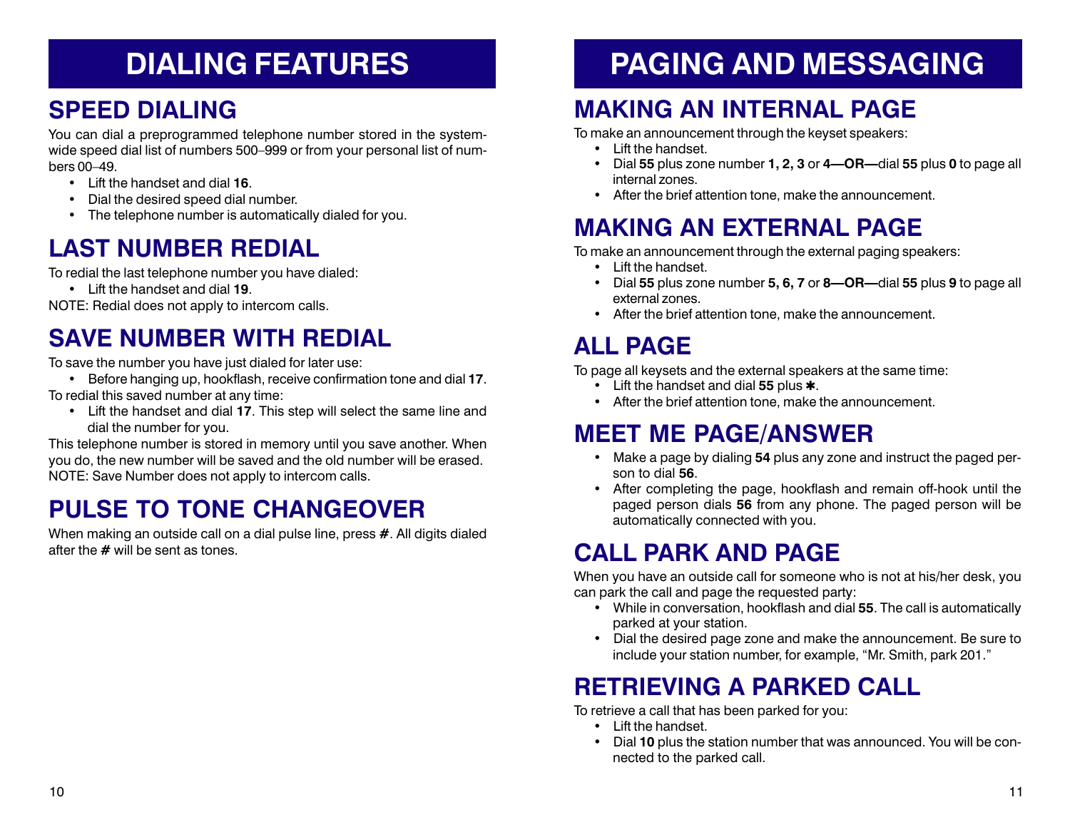# DIALING FEATURES

## SPEED DIALING

You can dial a preprogrammed telephone number stored in the system-wide speed dial list of numbers 500–999 or from your personal list of numbers 00–49.

- Lift the handset and dial **16**.
- Dial the desired speed dial number.
- The telephone number is automatically dialed for you.

## LAST NUMBER REDIAL

To redial the last telephone number you have dialed:

- Lift the handset and dial **19**.

NOTE: Redial does not apply to intercom calls.

## SAVE NUMBER WITH REDIAL

To save the number you have just dialed for later use:

- Before hanging up, hookflash, receive confirmation tone and dial **17**.

To redial this saved number at any time:

- Lift the handset and dial **17**. This step will select the same line and dial the number for you.

This telephone number is stored in memory until you save another. When you do, the new number will be saved and the old number will be erased.
NOTE: Save Number does not apply to intercom calls.

## PULSE TO TONE CHANGEOVER

When making an outside call on a dial pulse line, press **#**. All digits dialed after the **#** will be sent as tones.

# PAGING AND MESSAGING

## MAKING AN INTERNAL PAGE

To make an announcement through the keyset speakers:

- Lift the handset.
- Dial **55** plus zone number **1, 2, 3** or **4—OR—**dial **55** plus **0** to page all internal zones.
- After the brief attention tone, make the announcement.

## MAKING AN EXTERNAL PAGE

To make an announcement through the external paging speakers:

- Lift the handset.
- Dial **55** plus zone number **5, 6, 7** or **8—OR—**dial **55** plus **9** to page all external zones.
- After the brief attention tone, make the announcement.

## ALL PAGE

To page all keysets and the external speakers at the same time:

- Lift the handset and dial **55** plus **✱**.
- After the brief attention tone, make the announcement.

## MEET ME PAGE/ANSWER

- Make a page by dialing **54** plus any zone and instruct the paged person to dial **56**.
- After completing the page, hookflash and remain off-hook until the paged person dials **56** from any phone. The paged person will be automatically connected with you.

## CALL PARK AND PAGE

When you have an outside call for someone who is not at his/her desk, you can park the call and page the requested party:

- While in conversation, hookflash and dial **55**. The call is automatically parked at your station.
- Dial the desired page zone and make the announcement. Be sure to include your station number, for example, "Mr. Smith, park 201."

## RETRIEVING A PARKED CALL

To retrieve a call that has been parked for you:

- Lift the handset.
- Dial **10** plus the station number that was announced. You will be connected to the parked call.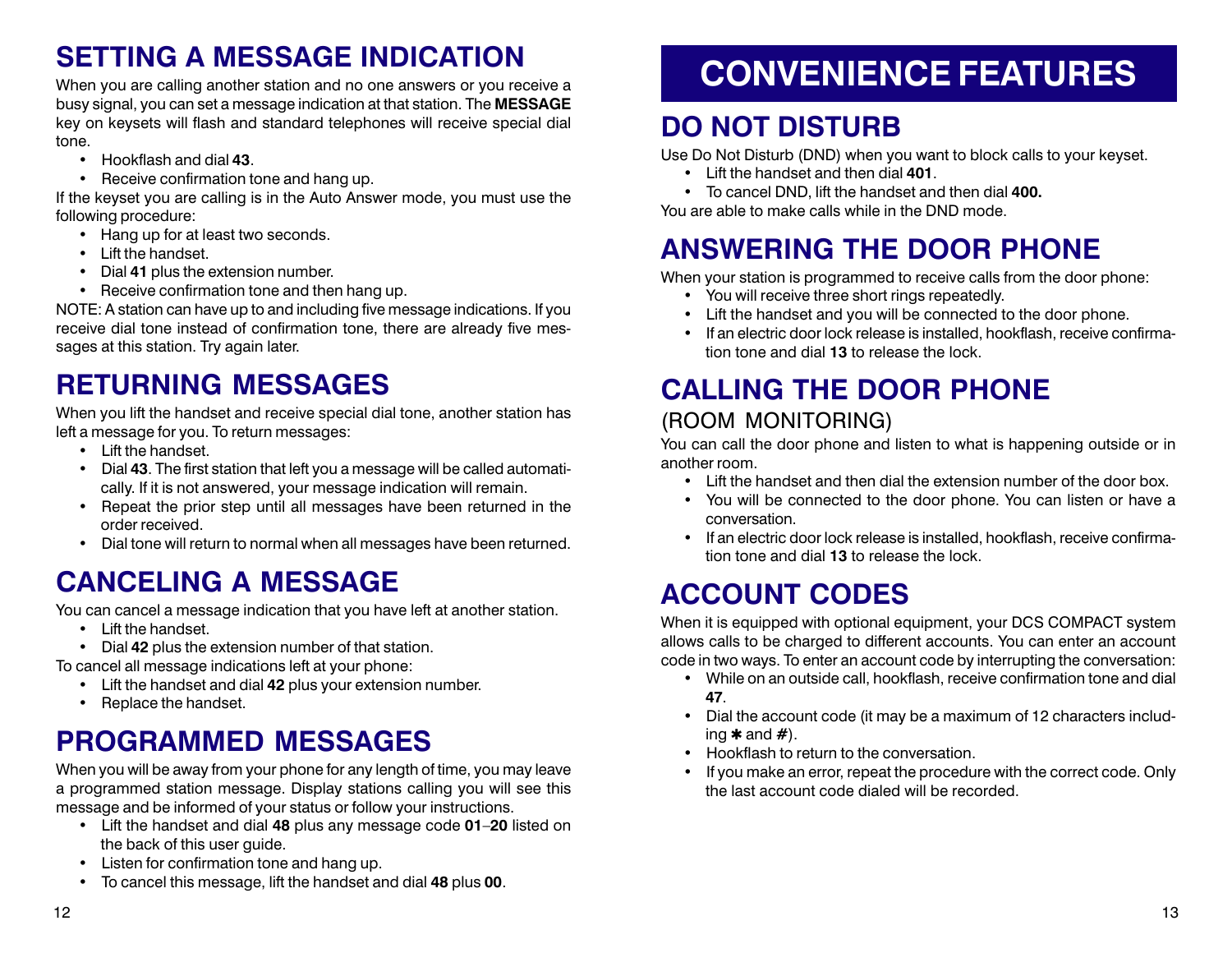## SETTING A MESSAGE INDICATION

When you are calling another station and no one answers or you receive a busy signal, you can set a message indication at that station. The **MESSAGE** key on keysets will flash and standard telephones will receive special dial tone.

- Hookflash and dial **43**.
- Receive confirmation tone and hang up.

If the keyset you are calling is in the Auto Answer mode, you must use the following procedure:

- Hang up for at least two seconds.
- Lift the handset.
- Dial **41** plus the extension number.
- Receive confirmation tone and then hang up.

NOTE: A station can have up to and including five message indications. If you receive dial tone instead of confirmation tone, there are already five messages at this station. Try again later.

## RETURNING MESSAGES

When you lift the handset and receive special dial tone, another station has left a message for you. To return messages:

- Lift the handset.
- Dial **43**. The first station that left you a message will be called automatically. If it is not answered, your message indication will remain.
- Repeat the prior step until all messages have been returned in the order received.
- Dial tone will return to normal when all messages have been returned.

## CANCELING A MESSAGE

You can cancel a message indication that you have left at another station.

- Lift the handset.
- Dial **42** plus the extension number of that station.

To cancel all message indications left at your phone:

- Lift the handset and dial **42** plus your extension number.
- Replace the handset.

## PROGRAMMED MESSAGES

When you will be away from your phone for any length of time, you may leave a programmed station message. Display stations calling you will see this message and be informed of your status or follow your instructions.

- Lift the handset and dial **48** plus any message code **01**–**20** listed on the back of this user guide.
- Listen for confirmation tone and hang up.
- To cancel this message, lift the handset and dial **48** plus **00**.

# CONVENIENCE FEATURES

## DO NOT DISTURB

Use Do Not Disturb (DND) when you want to block calls to your keyset.

- Lift the handset and then dial **401**.
- To cancel DND, lift the handset and then dial **400.**

You are able to make calls while in the DND mode.

## ANSWERING THE DOOR PHONE

When your station is programmed to receive calls from the door phone:

- You will receive three short rings repeatedly.
- Lift the handset and you will be connected to the door phone.
- If an electric door lock release is installed, hookflash, receive confirmation tone and dial **13** to release the lock.

## CALLING THE DOOR PHONE

(ROOM MONITORING)

You can call the door phone and listen to what is happening outside or in another room.

- Lift the handset and then dial the extension number of the door box.
- You will be connected to the door phone. You can listen or have a conversation.
- If an electric door lock release is installed, hookflash, receive confirmation tone and dial **13** to release the lock.

## ACCOUNT CODES

When it is equipped with optional equipment, your DCS COMPACT system allows calls to be charged to different accounts. You can enter an account code in two ways. To enter an account code by interrupting the conversation:

- While on an outside call, hookflash, receive confirmation tone and dial **47**.
- Dial the account code (it may be a maximum of 12 characters including **✱** and **#**).
- Hookflash to return to the conversation.
- If you make an error, repeat the procedure with the correct code. Only the last account code dialed will be recorded.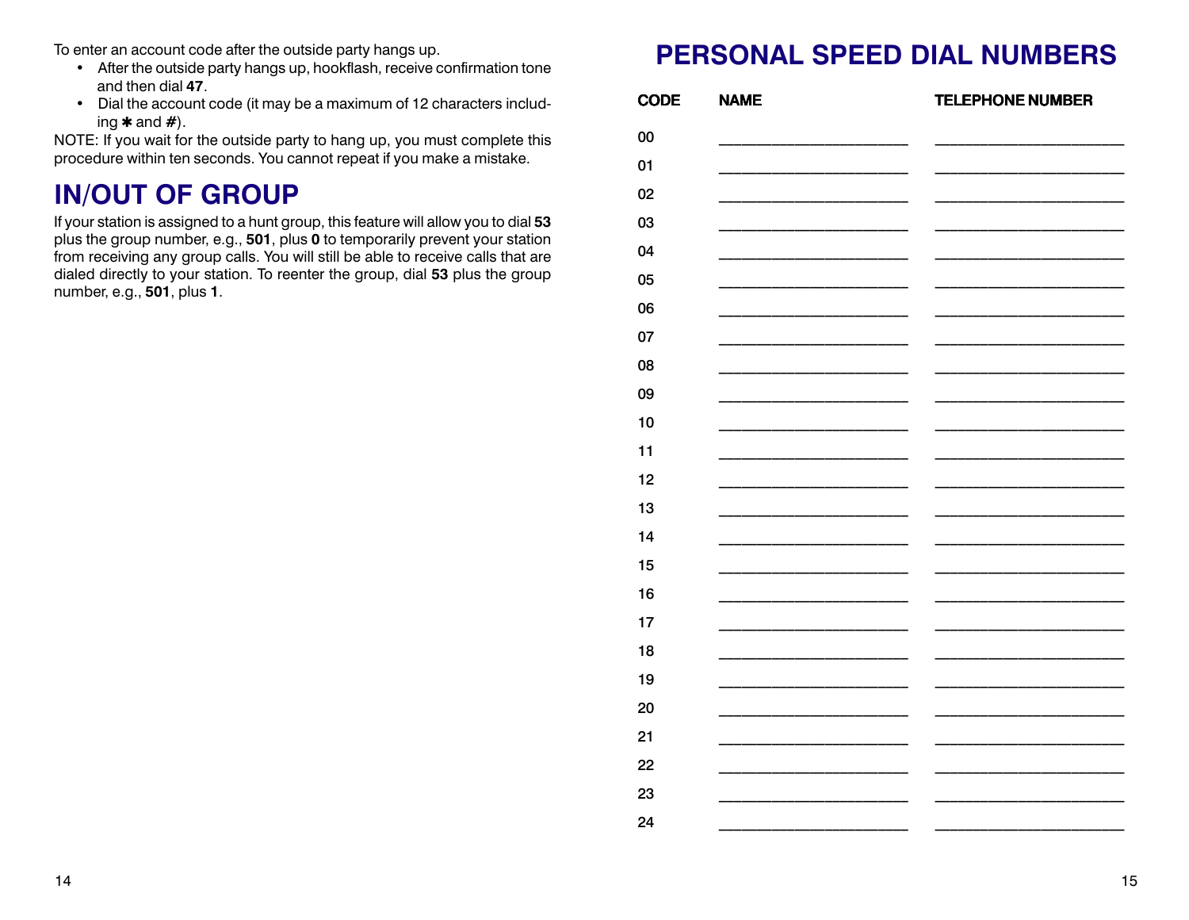To enter an account code after the outside party hangs up.

- After the outside party hangs up, hookflash, receive confirmation tone and then dial **47**.
- Dial the account code (it may be a maximum of 12 characters including ✱ and #).

NOTE: If you wait for the outside party to hang up, you must complete this procedure within ten seconds. You cannot repeat if you make a mistake.

## IN/OUT OF GROUP

If your station is assigned to a hunt group, this feature will allow you to dial **53** plus the group number, e.g., **501**, plus **0** to temporarily prevent your station from receiving any group calls. You will still be able to receive calls that are dialed directly to your station. To reenter the group, dial **53** plus the group number, e.g., **501**, plus **1**.

# PERSONAL SPEED DIAL NUMBERS

| CODE | NAME | TELEPHONE NUMBER |
|---|---|---|
| 00 | ____________________ | ____________________ |
| 01 | ____________________ | ____________________ |
| 02 | ____________________ | ____________________ |
| 03 | ____________________ | ____________________ |
| 04 | ____________________ | ____________________ |
| 05 | ____________________ | ____________________ |
| 06 | ____________________ | ____________________ |
| 07 | ____________________ | ____________________ |
| 08 | ____________________ | ____________________ |
| 09 | ____________________ | ____________________ |
| 10 | ____________________ | ____________________ |
| 11 | ____________________ | ____________________ |
| 12 | ____________________ | ____________________ |
| 13 | ____________________ | ____________________ |
| 14 | ____________________ | ____________________ |
| 15 | ____________________ | ____________________ |
| 16 | ____________________ | ____________________ |
| 17 | ____________________ | ____________________ |
| 18 | ____________________ | ____________________ |
| 19 | ____________________ | ____________________ |
| 20 | ____________________ | ____________________ |
| 21 | ____________________ | ____________________ |
| 22 | ____________________ | ____________________ |
| 23 | ____________________ | ____________________ |
| 24 | ____________________ | ____________________ |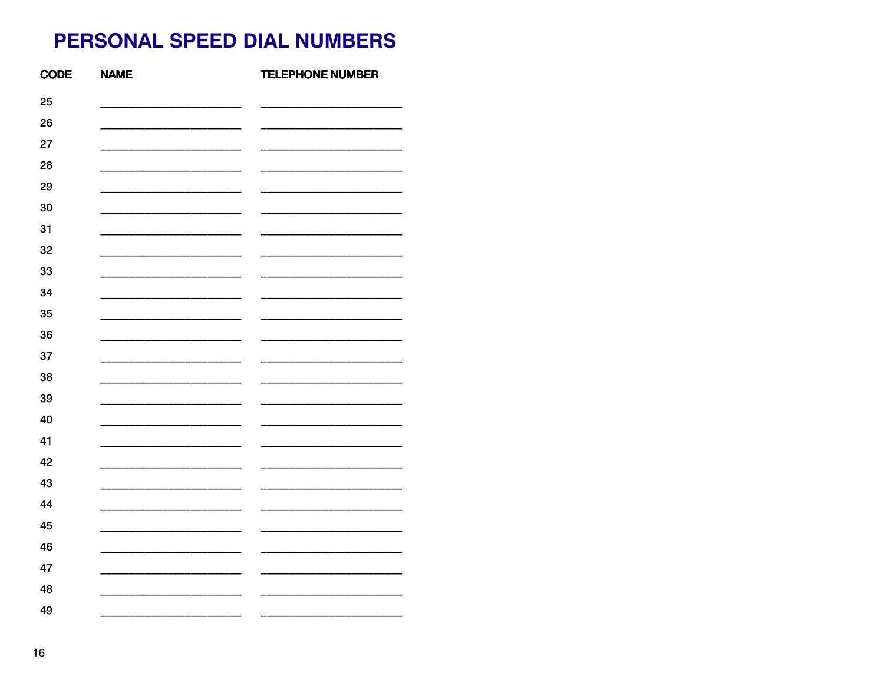# PERSONAL SPEED DIAL NUMBERS

| CODE | NAME | TELEPHONE NUMBER |
|---|---|---|
| 25 | ______________________ | ______________________ |
| 26 | ______________________ | ______________________ |
| 27 | ______________________ | ______________________ |
| 28 | ______________________ | ______________________ |
| 29 | ______________________ | ______________________ |
| 30 | ______________________ | ______________________ |
| 31 | ______________________ | ______________________ |
| 32 | ______________________ | ______________________ |
| 33 | ______________________ | ______________________ |
| 34 | ______________________ | ______________________ |
| 35 | ______________________ | ______________________ |
| 36 | ______________________ | ______________________ |
| 37 | ______________________ | ______________________ |
| 38 | ______________________ | ______________________ |
| 39 | ______________________ | ______________________ |
| 40 | ______________________ | ______________________ |
| 41 | ______________________ | ______________________ |
| 42 | ______________________ | ______________________ |
| 43 | ______________________ | ______________________ |
| 44 | ______________________ | ______________________ |
| 45 | ______________________ | ______________________ |
| 46 | ______________________ | ______________________ |
| 47 | ______________________ | ______________________ |
| 48 | ______________________ | ______________________ |
| 49 | ______________________ | ______________________ |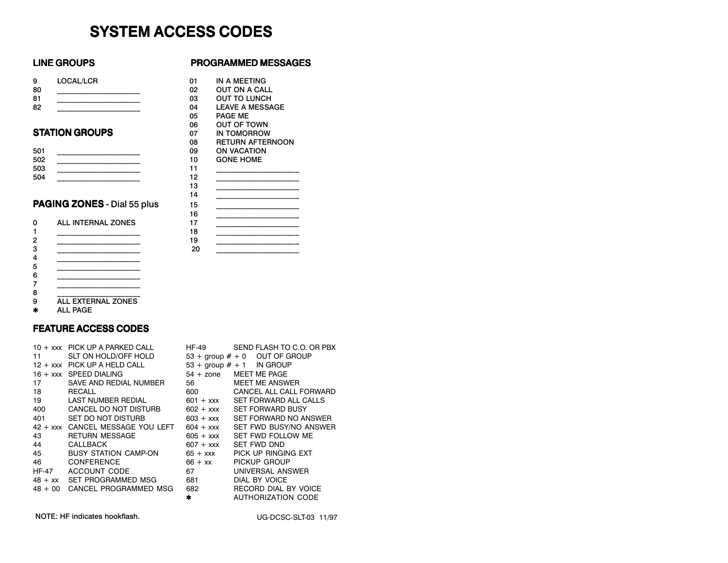# SYSTEM ACCESS CODES

## LINE GROUPS

| | |
|---|---|
| 9 | LOCAL/LCR |
| 80 | ____________________ |
| 81 | ____________________ |
| 82 | ____________________ |

## STATION GROUPS

| | |
|---|---|
| 501 | ____________________ |
| 502 | ____________________ |
| 503 | ____________________ |
| 504 | ____________________ |

## PAGING ZONES - Dial 55 plus

| | |
|---|---|
| 0 | ALL INTERNAL ZONES |
| 1 | ____________________ |
| 2 | ____________________ |
| 3 | ____________________ |
| 4 | ____________________ |
| 5 | ____________________ |
| 6 | ____________________ |
| 7 | ____________________ |
| 8 | ____________________ |
| 9 | ALL EXTERNAL ZONES |
| ✱ | ALL PAGE |

## PROGRAMMED MESSAGES

| | |
|---|---|
| 01 | IN A MEETING |
| 02 | OUT ON A CALL |
| 03 | OUT TO LUNCH |
| 04 | LEAVE A MESSAGE |
| 05 | PAGE ME |
| 06 | OUT OF TOWN |
| 07 | IN TOMORROW |
| 08 | RETURN AFTERNOON |
| 09 | ON VACATION |
| 10 | GONE HOME |
| 11 | ____________________ |
| 12 | ____________________ |
| 13 | ____________________ |
| 14 | ____________________ |
| 15 | ____________________ |
| 16 | ____________________ |
| 17 | ____________________ |
| 18 | ____________________ |
| 19 | ____________________ |
| 20 | ____________________ |

## FEATURE ACCESS CODES

| | |
|---|---|
| 10 + xxx | PICK UP A PARKED CALL |
| 11 | SLT ON HOLD/OFF HOLD |
| 12 + xxx | PICK UP A HELD CALL |
| 16 + xxx | SPEED DIALING |
| 17 | SAVE AND REDIAL NUMBER |
| 18 | RECALL |
| 19 | LAST NUMBER REDIAL |
| 400 | CANCEL DO NOT DISTURB |
| 401 | SET DO NOT DISTURB |
| 42 + xxx | CANCEL MESSAGE YOU LEFT |
| 43 | RETURN MESSAGE |
| 44 | CALLBACK |
| 45 | BUSY STATION CAMP-ON |
| 46 | CONFERENCE |
| HF-47 | ACCOUNT CODE |
| 48 + xx | SET PROGRAMMED MSG |
| 48 + 00 | CANCEL PROGRAMMED MSG |
| HF-49 | SEND FLASH TO C.O. OR PBX |
| 53 + group # + 0 | OUT OF GROUP |
| 53 + group # + 1 | IN GROUP |
| 54 + zone | MEET ME PAGE |
| 56 | MEET ME ANSWER |
| 600 | CANCEL ALL CALL FORWARD |
| 601 + xxx | SET FORWARD ALL CALLS |
| 602 + xxx | SET FORWARD BUSY |
| 603 + xxx | SET FORWARD NO ANSWER |
| 604 + xxx | SET FWD BUSY/NO ANSWER |
| 605 + xxx | SET FWD FOLLOW ME |
| 607 + xxx | SET FWD DND |
| 65 + xxx | PICK UP RINGING EXT |
| 66 + xx | PICKUP GROUP |
| 67 | UNIVERSAL ANSWER |
| 681 | DIAL BY VOICE |
| 682 | RECORD DIAL BY VOICE |
| ✱ | AUTHORIZATION CODE |

NOTE: HF indicates hookflash.

UG-DCSC-SLT-03 11/97